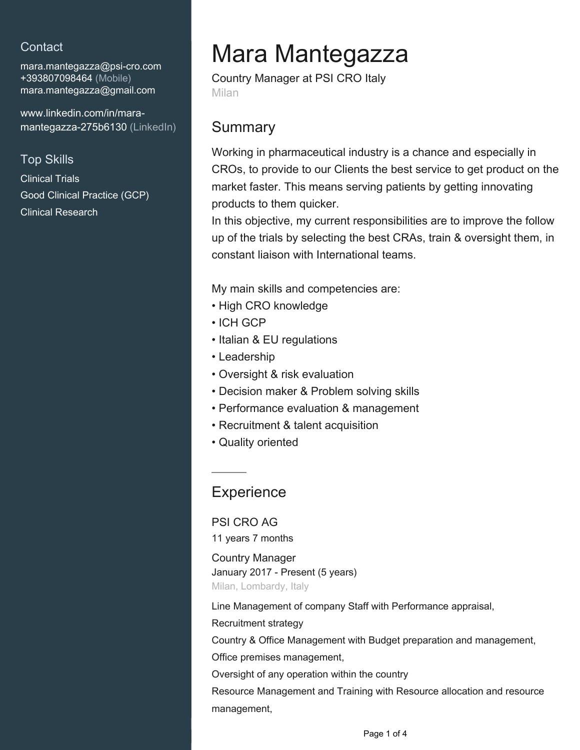## Contact

mara.mantegazza@psi-cro.com
+393807098464 (Mobile)
mara.mantegazza@gmail.com

www.linkedin.com/in/mara-mantegazza-275b6130 (LinkedIn)

## Top Skills

Clinical Trials
Good Clinical Practice (GCP)
Clinical Research

# Mara Mantegazza

Country Manager at PSI CRO Italy
Milan

## Summary

Working in pharmaceutical industry is a chance and especially in CROs, to provide to our Clients the best service to get product on the market faster. This means serving patients by getting innovating products to them quicker.
In this objective, my current responsibilities are to improve the follow up of the trials by selecting the best CRAs, train & oversight them, in constant liaison with International teams.

My main skills and competencies are:
• High CRO knowledge
• ICH GCP
• Italian & EU regulations
• Leadership
• Oversight & risk evaluation
• Decision maker & Problem solving skills
• Performance evaluation & management
• Recruitment & talent acquisition
• Quality oriented

## Experience

### PSI CRO AG
11 years 7 months

**Country Manager**
January 2017 - Present (5 years)
Milan, Lombardy, Italy

Line Management of company Staff with Performance appraisal,
Recruitment strategy
Country & Office Management with Budget preparation and management,
Office premises management,
Oversight of any operation within the country
Resource Management and Training with Resource allocation and resource management,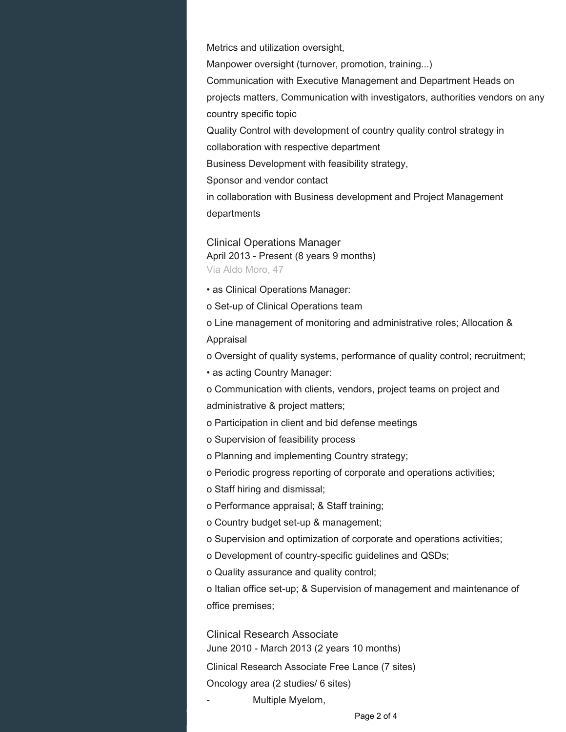Metrics and utilization oversight,

Manpower oversight (turnover, promotion, training...)

Communication with Executive Management and Department Heads on projects matters, Communication with investigators, authorities vendors on any country specific topic

Quality Control with development of country quality control strategy in collaboration with respective department

Business Development with feasibility strategy,

Sponsor and vendor contact

in collaboration with Business development and Project Management departments

### Clinical Operations Manager

April 2013 - Present (8 years 9 months)

Via Aldo Moro, 47

• as Clinical Operations Manager:

o Set-up of Clinical Operations team

o Line management of monitoring and administrative roles; Allocation & Appraisal

o Oversight of quality systems, performance of quality control; recruitment;

• as acting Country Manager:

o Communication with clients, vendors, project teams on project and administrative & project matters;

o Participation in client and bid defense meetings

o Supervision of feasibility process

o Planning and implementing Country strategy;

o Periodic progress reporting of corporate and operations activities;

o Staff hiring and dismissal;

o Performance appraisal; & Staff training;

o Country budget set-up & management;

o Supervision and optimization of corporate and operations activities;

o Development of country-specific guidelines and QSDs;

o Quality assurance and quality control;

o Italian office set-up; & Supervision of management and maintenance of office premises;

### Clinical Research Associate

June 2010 - March 2013 (2 years 10 months)

Clinical Research Associate Free Lance (7 sites)

Oncology area (2 studies/ 6 sites)

- Multiple Myelom,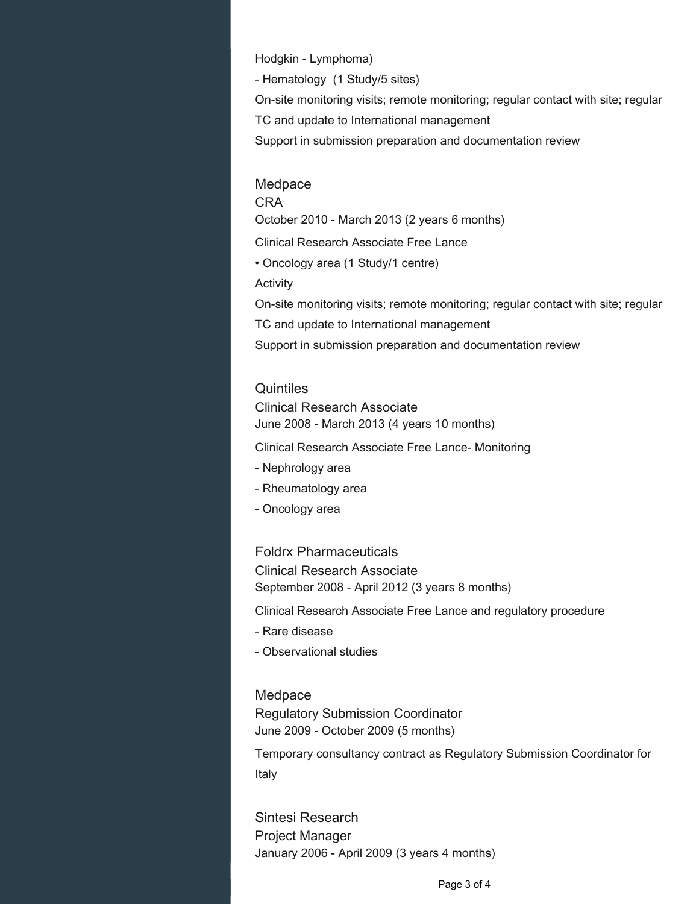Hodgkin - Lymphoma)

- Hematology  (1 Study/5 sites)

On-site monitoring visits; remote monitoring; regular contact with site; regular TC and update to International management

Support in submission preparation and documentation review

### Medpace

CRA

October 2010 - March 2013 (2 years 6 months)

Clinical Research Associate Free Lance

• Oncology area (1 Study/1 centre)

Activity

On-site monitoring visits; remote monitoring; regular contact with site; regular TC and update to International management

Support in submission preparation and documentation review

### Quintiles

Clinical Research Associate

June 2008 - March 2013 (4 years 10 months)

Clinical Research Associate Free Lance- Monitoring

- Nephrology area
- Rheumatology area
- Oncology area

### Foldrx Pharmaceuticals

Clinical Research Associate

September 2008 - April 2012 (3 years 8 months)

Clinical Research Associate Free Lance and regulatory procedure

- Rare disease
- Observational studies

### Medpace

Regulatory Submission Coordinator

June 2009 - October 2009 (5 months)

Temporary consultancy contract as Regulatory Submission Coordinator for Italy

### Sintesi Research

Project Manager

January 2006 - April 2009 (3 years 4 months)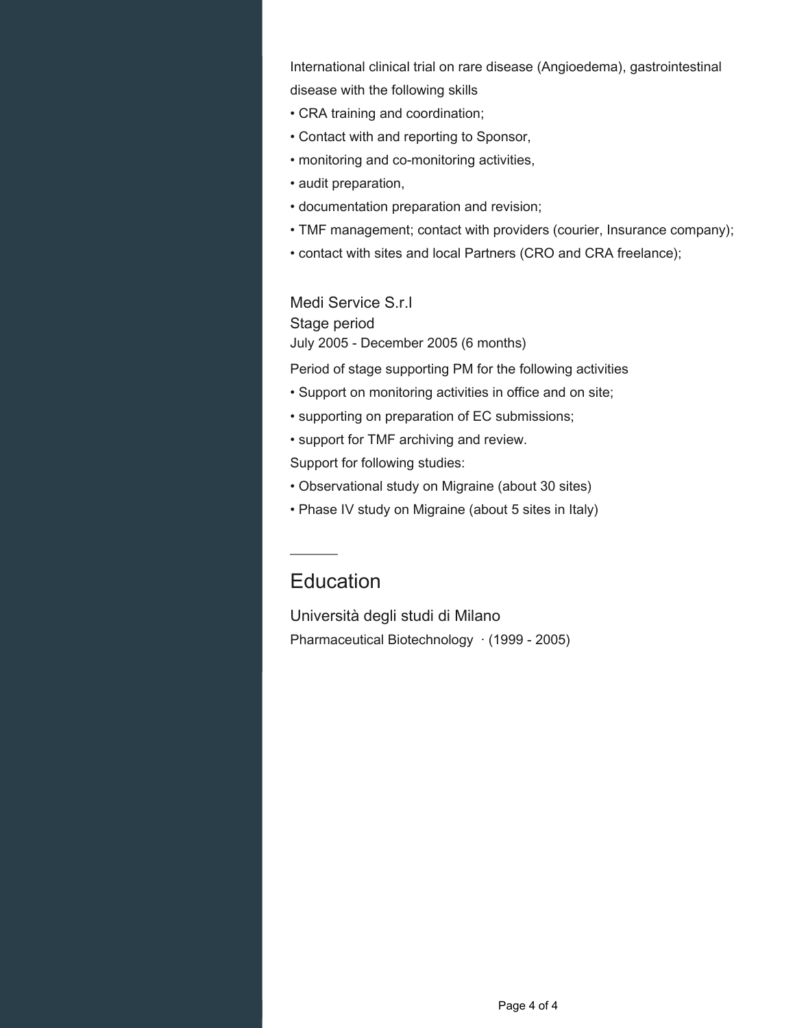International clinical trial on rare disease (Angioedema), gastrointestinal disease with the following skills

- CRA training and coordination;
- Contact with and reporting to Sponsor,
- monitoring and co-monitoring activities,
- audit preparation,
- documentation preparation and revision;
- TMF management; contact with providers (courier, Insurance company);
- contact with sites and local Partners (CRO and CRA freelance);

### Medi Service S.r.l

Stage period

July 2005 - December 2005 (6 months)

Period of stage supporting PM for the following activities

- Support on monitoring activities in office and on site;
- supporting on preparation of EC submissions;
- support for TMF archiving and review.

Support for following studies:

- Observational study on Migraine (about 30 sites)
- Phase IV study on Migraine (about 5 sites in Italy)

## Education

### Università degli studi di Milano

Pharmaceutical Biotechnology · (1999 - 2005)